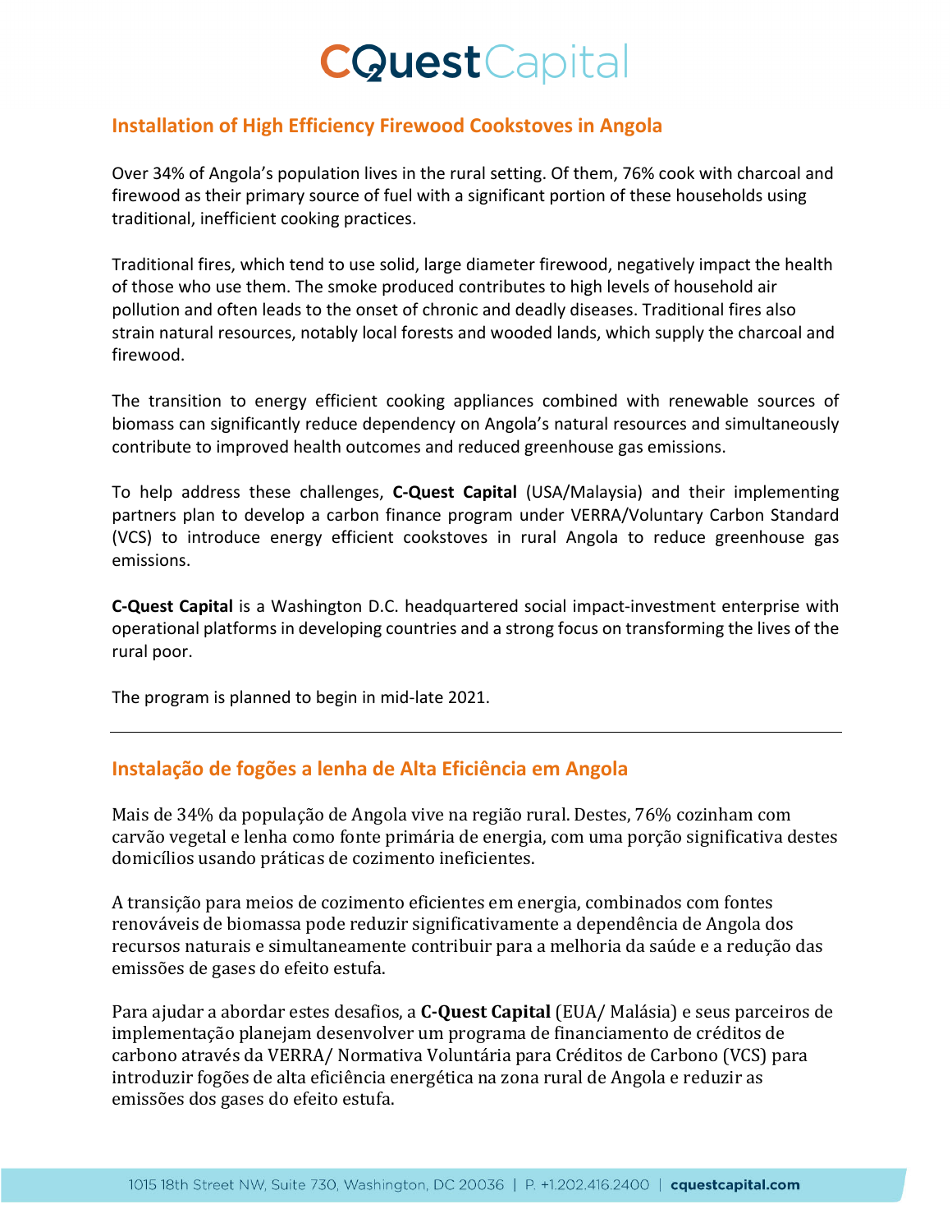# CQuestCapital

## Installation of High Efficiency Firewood Cookstoves in Angola

Over 34% of Angola's population lives in the rural setting. Of them, 76% cook with charcoal and firewood as their primary source of fuel with a significant portion of these households using traditional, inefficient cooking practices.

Traditional fires, which tend to use solid, large diameter firewood, negatively impact the health of those who use them. The smoke produced contributes to high levels of household air pollution and often leads to the onset of chronic and deadly diseases. Traditional fires also strain natural resources, notably local forests and wooded lands, which supply the charcoal and firewood.

The transition to energy efficient cooking appliances combined with renewable sources of biomass can significantly reduce dependency on Angola's natural resources and simultaneously contribute to improved health outcomes and reduced greenhouse gas emissions.

To help address these challenges, **C-Quest Capital** (USA/Malaysia) and their implementing partners plan to develop a carbon finance program under VERRA/Voluntary Carbon Standard (VCS) to introduce energy efficient cookstoves in rural Angola to reduce greenhouse gas emissions.

**C-Quest Capital** is a Washington D.C. headquartered social impact-investment enterprise with operational platforms in developing countries and a strong focus on transforming the lives of the rural poor.

The program is planned to begin in mid-late 2021.

---

## Instalação de fogões a lenha de Alta Eficiência em Angola

Mais de 34% da população de Angola vive na região rural. Destes, 76% cozinham com carvão vegetal e lenha como fonte primária de energia, com uma porção significativa destes domicílios usando práticas de cozimento ineficientes.

A transição para meios de cozimento eficientes em energia, combinados com fontes renováveis de biomassa pode reduzir significativamente a dependência de Angola dos recursos naturais e simultaneamente contribuir para a melhoria da saúde e a redução das emissões de gases do efeito estufa.

Para ajudar a abordar estes desafios, a **C-Quest Capital** (EUA/ Malásia) e seus parceiros de implementação planejam desenvolver um programa de financiamento de créditos de carbono através da VERRA/ Normativa Voluntária para Créditos de Carbono (VCS) para introduzir fogões de alta eficiência energética na zona rural de Angola e reduzir as emissões dos gases do efeito estufa.

1015 18th Street NW, Suite 730, Washington, DC 20036 | P. +1.202.416.2400 | **cquestcapital.com**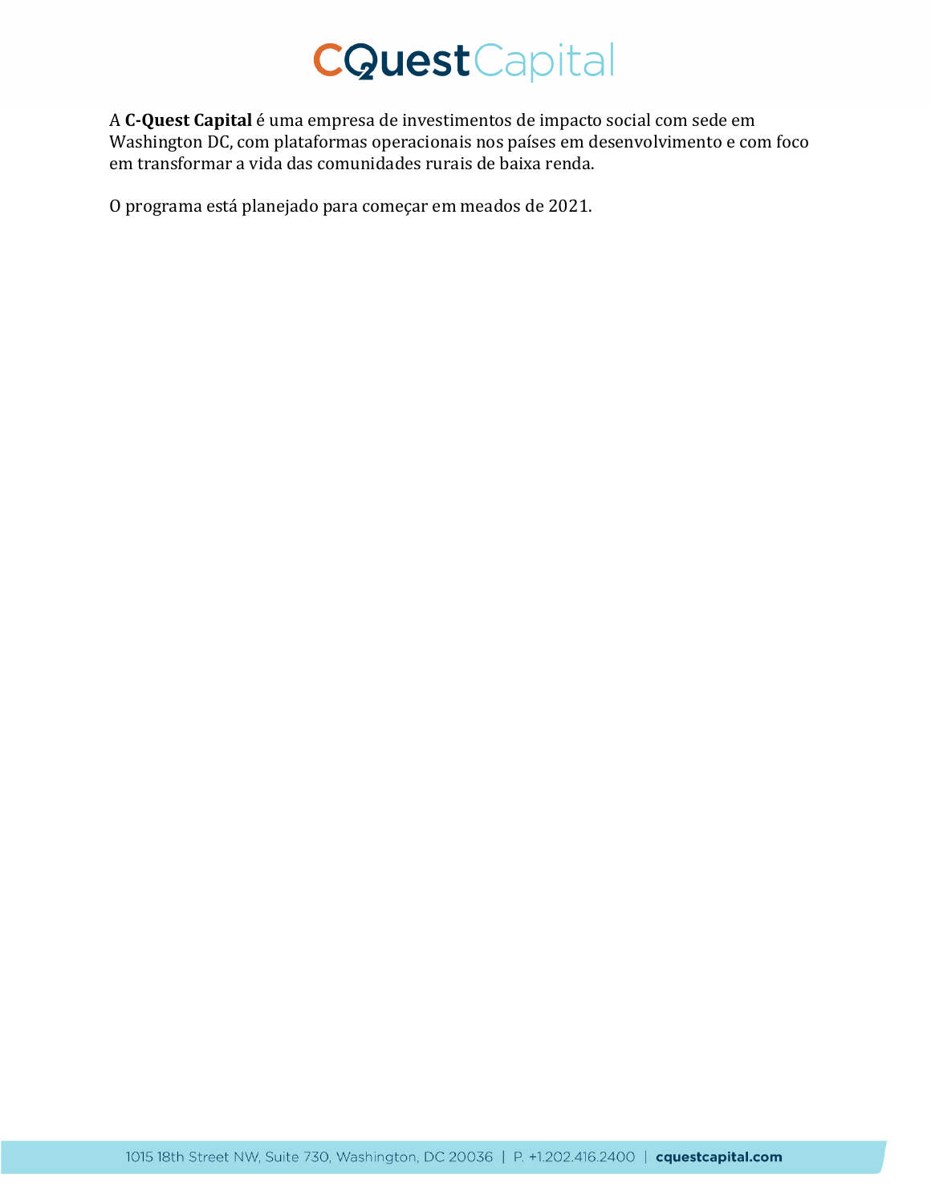A **C-Quest Capital** é uma empresa de investimentos de impacto social com sede em Washington DC, com plataformas operacionais nos países em desenvolvimento e com foco em transformar a vida das comunidades rurais de baixa renda.

O programa está planejado para começar em meados de 2021.